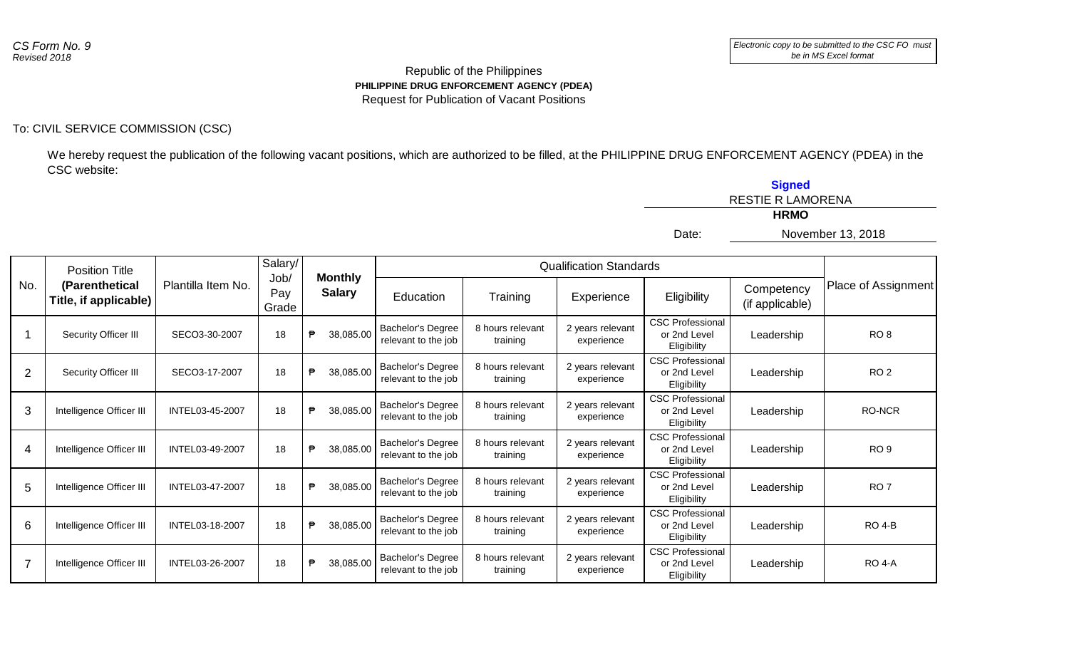*CS Form No. 9*
*Revised 2018*

*Electronic copy to be submitted to the CSC FO must be in MS Excel format*

Republic of the Philippines
**PHILIPPINE DRUG ENFORCEMENT AGENCY (PDEA)**
Request for Publication of Vacant Positions

To: CIVIL SERVICE COMMISSION (CSC)

We hereby request the publication of the following vacant positions, which are authorized to be filled, at the PHILIPPINE DRUG ENFORCEMENT AGENCY (PDEA) in the CSC website:

**Signed**
RESTIE R LAMORENA
**HRMO**

Date: November 13, 2018

| No. | Position Title **(Parenthetical Title, if applicable)** | Plantilla Item No. | Salary/ Job/ Pay Grade | **Monthly Salary** | Qualification Standards | | | | | Place of Assignment |
|---|---|---|---|---|---|---|---|---|---|---|
| | | | | | Education | Training | Experience | Eligibility | Competency (if applicable) | |
| 1 | Security Officer III | SECO3-30-2007 | 18 | ₱ 38,085.00 | Bachelor's Degree relevant to the job | 8 hours relevant training | 2 years relevant experience | CSC Professional or 2nd Level Eligibility | Leadership | RO 8 |
| 2 | Security Officer III | SECO3-17-2007 | 18 | ₱ 38,085.00 | Bachelor's Degree relevant to the job | 8 hours relevant training | 2 years relevant experience | CSC Professional or 2nd Level Eligibility | Leadership | RO 2 |
| 3 | Intelligence Officer III | INTEL03-45-2007 | 18 | ₱ 38,085.00 | Bachelor's Degree relevant to the job | 8 hours relevant training | 2 years relevant experience | CSC Professional or 2nd Level Eligibility | Leadership | RO-NCR |
| 4 | Intelligence Officer III | INTEL03-49-2007 | 18 | ₱ 38,085.00 | Bachelor's Degree relevant to the job | 8 hours relevant training | 2 years relevant experience | CSC Professional or 2nd Level Eligibility | Leadership | RO 9 |
| 5 | Intelligence Officer III | INTEL03-47-2007 | 18 | ₱ 38,085.00 | Bachelor's Degree relevant to the job | 8 hours relevant training | 2 years relevant experience | CSC Professional or 2nd Level Eligibility | Leadership | RO 7 |
| 6 | Intelligence Officer III | INTEL03-18-2007 | 18 | ₱ 38,085.00 | Bachelor's Degree relevant to the job | 8 hours relevant training | 2 years relevant experience | CSC Professional or 2nd Level Eligibility | Leadership | RO 4-B |
| 7 | Intelligence Officer III | INTEL03-26-2007 | 18 | ₱ 38,085.00 | Bachelor's Degree relevant to the job | 8 hours relevant training | 2 years relevant experience | CSC Professional or 2nd Level Eligibility | Leadership | RO 4-A |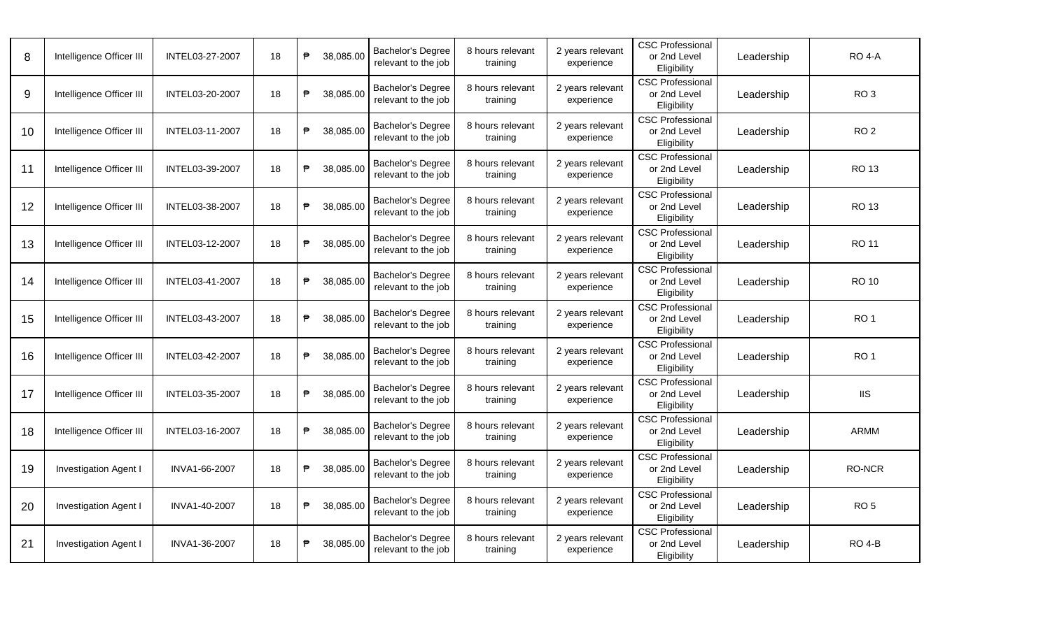| 8 | Intelligence Officer III | INTEL03-27-2007 | 18 | ₱ 38,085.00 | Bachelor's Degree relevant to the job | 8 hours relevant training | 2 years relevant experience | CSC Professional or 2nd Level Eligibility | Leadership | RO 4-A |
|---|---|---|---|---|---|---|---|---|---|---|
| 9 | Intelligence Officer III | INTEL03-20-2007 | 18 | ₱ 38,085.00 | Bachelor's Degree relevant to the job | 8 hours relevant training | 2 years relevant experience | CSC Professional or 2nd Level Eligibility | Leadership | RO 3 |
| 10 | Intelligence Officer III | INTEL03-11-2007 | 18 | ₱ 38,085.00 | Bachelor's Degree relevant to the job | 8 hours relevant training | 2 years relevant experience | CSC Professional or 2nd Level Eligibility | Leadership | RO 2 |
| 11 | Intelligence Officer III | INTEL03-39-2007 | 18 | ₱ 38,085.00 | Bachelor's Degree relevant to the job | 8 hours relevant training | 2 years relevant experience | CSC Professional or 2nd Level Eligibility | Leadership | RO 13 |
| 12 | Intelligence Officer III | INTEL03-38-2007 | 18 | ₱ 38,085.00 | Bachelor's Degree relevant to the job | 8 hours relevant training | 2 years relevant experience | CSC Professional or 2nd Level Eligibility | Leadership | RO 13 |
| 13 | Intelligence Officer III | INTEL03-12-2007 | 18 | ₱ 38,085.00 | Bachelor's Degree relevant to the job | 8 hours relevant training | 2 years relevant experience | CSC Professional or 2nd Level Eligibility | Leadership | RO 11 |
| 14 | Intelligence Officer III | INTEL03-41-2007 | 18 | ₱ 38,085.00 | Bachelor's Degree relevant to the job | 8 hours relevant training | 2 years relevant experience | CSC Professional or 2nd Level Eligibility | Leadership | RO 10 |
| 15 | Intelligence Officer III | INTEL03-43-2007 | 18 | ₱ 38,085.00 | Bachelor's Degree relevant to the job | 8 hours relevant training | 2 years relevant experience | CSC Professional or 2nd Level Eligibility | Leadership | RO 1 |
| 16 | Intelligence Officer III | INTEL03-42-2007 | 18 | ₱ 38,085.00 | Bachelor's Degree relevant to the job | 8 hours relevant training | 2 years relevant experience | CSC Professional or 2nd Level Eligibility | Leadership | RO 1 |
| 17 | Intelligence Officer III | INTEL03-35-2007 | 18 | ₱ 38,085.00 | Bachelor's Degree relevant to the job | 8 hours relevant training | 2 years relevant experience | CSC Professional or 2nd Level Eligibility | Leadership | IIS |
| 18 | Intelligence Officer III | INTEL03-16-2007 | 18 | ₱ 38,085.00 | Bachelor's Degree relevant to the job | 8 hours relevant training | 2 years relevant experience | CSC Professional or 2nd Level Eligibility | Leadership | ARMM |
| 19 | Investigation Agent I | INVA1-66-2007 | 18 | ₱ 38,085.00 | Bachelor's Degree relevant to the job | 8 hours relevant training | 2 years relevant experience | CSC Professional or 2nd Level Eligibility | Leadership | RO-NCR |
| 20 | Investigation Agent I | INVA1-40-2007 | 18 | ₱ 38,085.00 | Bachelor's Degree relevant to the job | 8 hours relevant training | 2 years relevant experience | CSC Professional or 2nd Level Eligibility | Leadership | RO 5 |
| 21 | Investigation Agent I | INVA1-36-2007 | 18 | ₱ 38,085.00 | Bachelor's Degree relevant to the job | 8 hours relevant training | 2 years relevant experience | CSC Professional or 2nd Level Eligibility | Leadership | RO 4-B |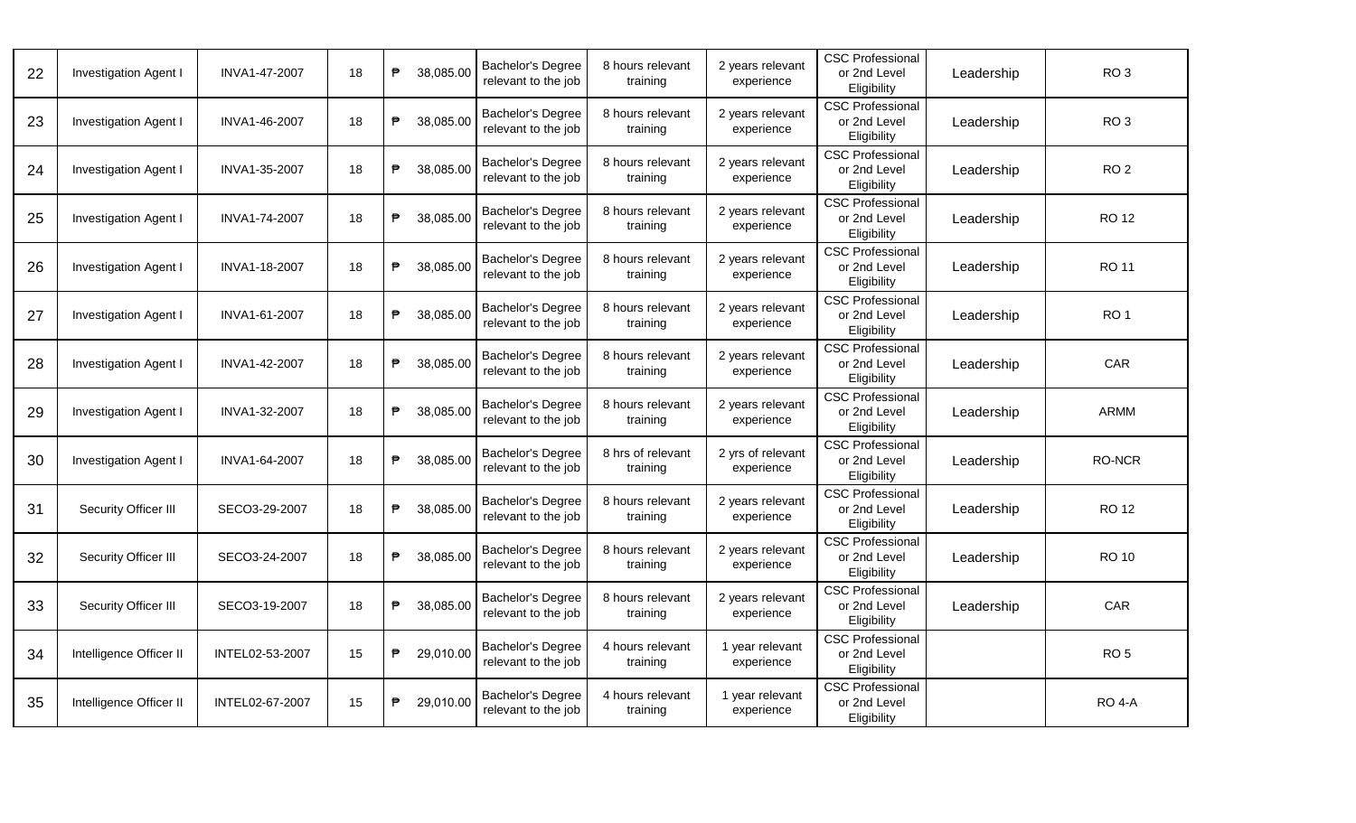| | | | | | | | | | | |
|---|---|---|---|---|---|---|---|---|---|---|
| 22 | Investigation Agent I | INVA1-47-2007 | 18 | ₱ 38,085.00 | Bachelor's Degree relevant to the job | 8 hours relevant training | 2 years relevant experience | CSC Professional or 2nd Level Eligibility | Leadership | RO 3 |
| 23 | Investigation Agent I | INVA1-46-2007 | 18 | ₱ 38,085.00 | Bachelor's Degree relevant to the job | 8 hours relevant training | 2 years relevant experience | CSC Professional or 2nd Level Eligibility | Leadership | RO 3 |
| 24 | Investigation Agent I | INVA1-35-2007 | 18 | ₱ 38,085.00 | Bachelor's Degree relevant to the job | 8 hours relevant training | 2 years relevant experience | CSC Professional or 2nd Level Eligibility | Leadership | RO 2 |
| 25 | Investigation Agent I | INVA1-74-2007 | 18 | ₱ 38,085.00 | Bachelor's Degree relevant to the job | 8 hours relevant training | 2 years relevant experience | CSC Professional or 2nd Level Eligibility | Leadership | RO 12 |
| 26 | Investigation Agent I | INVA1-18-2007 | 18 | ₱ 38,085.00 | Bachelor's Degree relevant to the job | 8 hours relevant training | 2 years relevant experience | CSC Professional or 2nd Level Eligibility | Leadership | RO 11 |
| 27 | Investigation Agent I | INVA1-61-2007 | 18 | ₱ 38,085.00 | Bachelor's Degree relevant to the job | 8 hours relevant training | 2 years relevant experience | CSC Professional or 2nd Level Eligibility | Leadership | RO 1 |
| 28 | Investigation Agent I | INVA1-42-2007 | 18 | ₱ 38,085.00 | Bachelor's Degree relevant to the job | 8 hours relevant training | 2 years relevant experience | CSC Professional or 2nd Level Eligibility | Leadership | CAR |
| 29 | Investigation Agent I | INVA1-32-2007 | 18 | ₱ 38,085.00 | Bachelor's Degree relevant to the job | 8 hours relevant training | 2 years relevant experience | CSC Professional or 2nd Level Eligibility | Leadership | ARMM |
| 30 | Investigation Agent I | INVA1-64-2007 | 18 | ₱ 38,085.00 | Bachelor's Degree relevant to the job | 8 hrs of relevant training | 2 yrs of relevant experience | CSC Professional or 2nd Level Eligibility | Leadership | RO-NCR |
| 31 | Security Officer III | SECO3-29-2007 | 18 | ₱ 38,085.00 | Bachelor's Degree relevant to the job | 8 hours relevant training | 2 years relevant experience | CSC Professional or 2nd Level Eligibility | Leadership | RO 12 |
| 32 | Security Officer III | SECO3-24-2007 | 18 | ₱ 38,085.00 | Bachelor's Degree relevant to the job | 8 hours relevant training | 2 years relevant experience | CSC Professional or 2nd Level Eligibility | Leadership | RO 10 |
| 33 | Security Officer III | SECO3-19-2007 | 18 | ₱ 38,085.00 | Bachelor's Degree relevant to the job | 8 hours relevant training | 2 years relevant experience | CSC Professional or 2nd Level Eligibility | Leadership | CAR |
| 34 | Intelligence Officer II | INTEL02-53-2007 | 15 | ₱ 29,010.00 | Bachelor's Degree relevant to the job | 4 hours relevant training | 1 year relevant experience | CSC Professional or 2nd Level Eligibility | | RO 5 |
| 35 | Intelligence Officer II | INTEL02-67-2007 | 15 | ₱ 29,010.00 | Bachelor's Degree relevant to the job | 4 hours relevant training | 1 year relevant experience | CSC Professional or 2nd Level Eligibility | | RO 4-A |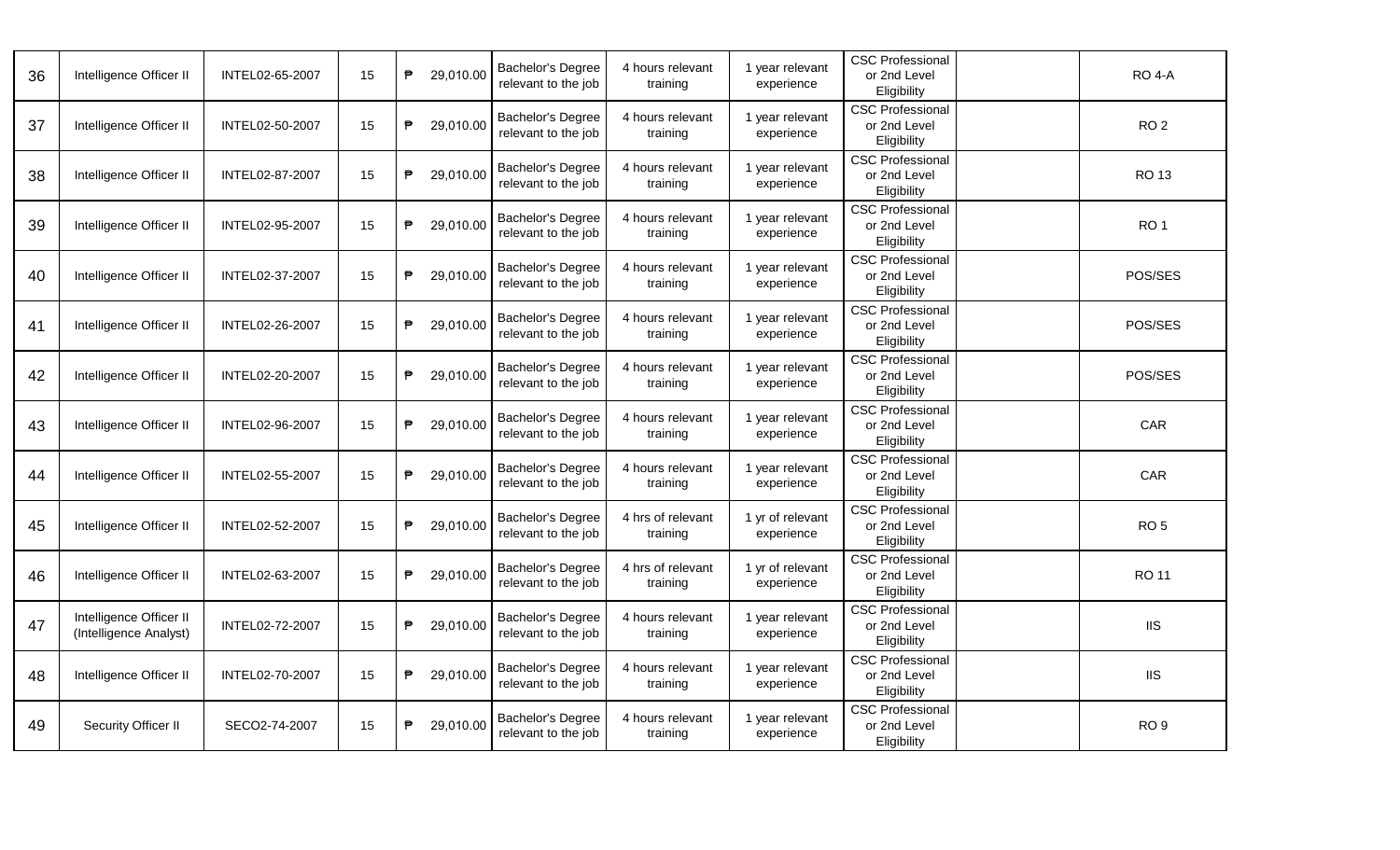| | | | | | | | | | | |
|---|---|---|---|---|---|---|---|---|---|---|
| 36 | Intelligence Officer II | INTEL02-65-2007 | 15 | ₱ 29,010.00 | Bachelor's Degree relevant to the job | 4 hours relevant training | 1 year relevant experience | CSC Professional or 2nd Level Eligibility | | RO 4-A |
| 37 | Intelligence Officer II | INTEL02-50-2007 | 15 | ₱ 29,010.00 | Bachelor's Degree relevant to the job | 4 hours relevant training | 1 year relevant experience | CSC Professional or 2nd Level Eligibility | | RO 2 |
| 38 | Intelligence Officer II | INTEL02-87-2007 | 15 | ₱ 29,010.00 | Bachelor's Degree relevant to the job | 4 hours relevant training | 1 year relevant experience | CSC Professional or 2nd Level Eligibility | | RO 13 |
| 39 | Intelligence Officer II | INTEL02-95-2007 | 15 | ₱ 29,010.00 | Bachelor's Degree relevant to the job | 4 hours relevant training | 1 year relevant experience | CSC Professional or 2nd Level Eligibility | | RO 1 |
| 40 | Intelligence Officer II | INTEL02-37-2007 | 15 | ₱ 29,010.00 | Bachelor's Degree relevant to the job | 4 hours relevant training | 1 year relevant experience | CSC Professional or 2nd Level Eligibility | | POS/SES |
| 41 | Intelligence Officer II | INTEL02-26-2007 | 15 | ₱ 29,010.00 | Bachelor's Degree relevant to the job | 4 hours relevant training | 1 year relevant experience | CSC Professional or 2nd Level Eligibility | | POS/SES |
| 42 | Intelligence Officer II | INTEL02-20-2007 | 15 | ₱ 29,010.00 | Bachelor's Degree relevant to the job | 4 hours relevant training | 1 year relevant experience | CSC Professional or 2nd Level Eligibility | | POS/SES |
| 43 | Intelligence Officer II | INTEL02-96-2007 | 15 | ₱ 29,010.00 | Bachelor's Degree relevant to the job | 4 hours relevant training | 1 year relevant experience | CSC Professional or 2nd Level Eligibility | | CAR |
| 44 | Intelligence Officer II | INTEL02-55-2007 | 15 | ₱ 29,010.00 | Bachelor's Degree relevant to the job | 4 hours relevant training | 1 year relevant experience | CSC Professional or 2nd Level Eligibility | | CAR |
| 45 | Intelligence Officer II | INTEL02-52-2007 | 15 | ₱ 29,010.00 | Bachelor's Degree relevant to the job | 4 hrs of relevant training | 1 yr of relevant experience | CSC Professional or 2nd Level Eligibility | | RO 5 |
| 46 | Intelligence Officer II | INTEL02-63-2007 | 15 | ₱ 29,010.00 | Bachelor's Degree relevant to the job | 4 hrs of relevant training | 1 yr of relevant experience | CSC Professional or 2nd Level Eligibility | | RO 11 |
| 47 | Intelligence Officer II (Intelligence Analyst) | INTEL02-72-2007 | 15 | ₱ 29,010.00 | Bachelor's Degree relevant to the job | 4 hours relevant training | 1 year relevant experience | CSC Professional or 2nd Level Eligibility | | IIS |
| 48 | Intelligence Officer II | INTEL02-70-2007 | 15 | ₱ 29,010.00 | Bachelor's Degree relevant to the job | 4 hours relevant training | 1 year relevant experience | CSC Professional or 2nd Level Eligibility | | IIS |
| 49 | Security Officer II | SECO2-74-2007 | 15 | ₱ 29,010.00 | Bachelor's Degree relevant to the job | 4 hours relevant training | 1 year relevant experience | CSC Professional or 2nd Level Eligibility | | RO 9 |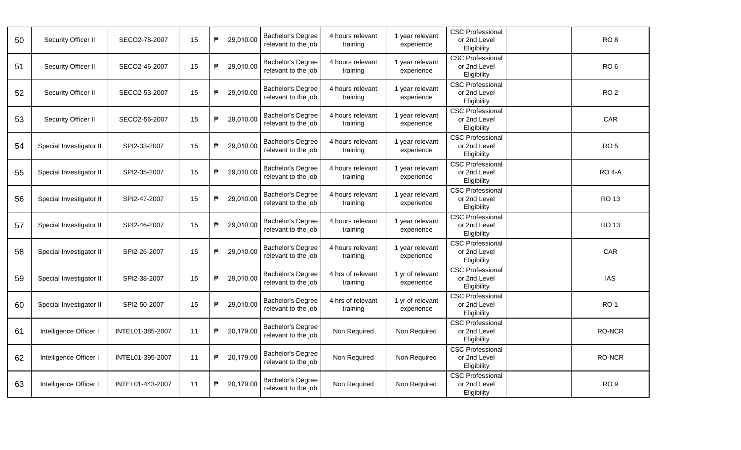| 50 | Security Officer II | SECO2-78-2007 | 15 | ₱ 29,010.00 | Bachelor's Degree relevant to the job | 4 hours relevant training | 1 year relevant experience | CSC Professional or 2nd Level Eligibility | | RO 8 |
|---|---|---|---|---|---|---|---|---|---|---|
| 51 | Security Officer II | SECO2-46-2007 | 15 | ₱ 29,010.00 | Bachelor's Degree relevant to the job | 4 hours relevant training | 1 year relevant experience | CSC Professional or 2nd Level Eligibility | | RO 6 |
| 52 | Security Officer II | SECO2-53-2007 | 15 | ₱ 29,010.00 | Bachelor's Degree relevant to the job | 4 hours relevant training | 1 year relevant experience | CSC Professional or 2nd Level Eligibility | | RO 2 |
| 53 | Security Officer II | SECO2-56-2007 | 15 | ₱ 29,010.00 | Bachelor's Degree relevant to the job | 4 hours relevant training | 1 year relevant experience | CSC Professional or 2nd Level Eligibility | | CAR |
| 54 | Special Investigator II | SPI2-33-2007 | 15 | ₱ 29,010.00 | Bachelor's Degree relevant to the job | 4 hours relevant training | 1 year relevant experience | CSC Professional or 2nd Level Eligibility | | RO 5 |
| 55 | Special Investigator II | SPI2-35-2007 | 15 | ₱ 29,010.00 | Bachelor's Degree relevant to the job | 4 hours relevant training | 1 year relevant experience | CSC Professional or 2nd Level Eligibility | | RO 4-A |
| 56 | Special Investigator II | SPI2-47-2007 | 15 | ₱ 29,010.00 | Bachelor's Degree relevant to the job | 4 hours relevant training | 1 year relevant experience | CSC Professional or 2nd Level Eligibility | | RO 13 |
| 57 | Special Investigator II | SPI2-46-2007 | 15 | ₱ 29,010.00 | Bachelor's Degree relevant to the job | 4 hours relevant training | 1 year relevant experience | CSC Professional or 2nd Level Eligibility | | RO 13 |
| 58 | Special Investigator II | SPI2-26-2007 | 15 | ₱ 29,010.00 | Bachelor's Degree relevant to the job | 4 hours relevant training | 1 year relevant experience | CSC Professional or 2nd Level Eligibility | | CAR |
| 59 | Special Investigator II | SPI2-38-2007 | 15 | ₱ 29,010.00 | Bachelor's Degree relevant to the job | 4 hrs of relevant training | 1 yr of relevant experience | CSC Professional or 2nd Level Eligibility | | IAS |
| 60 | Special Investigator II | SPI2-50-2007 | 15 | ₱ 29,010.00 | Bachelor's Degree relevant to the job | 4 hrs of relevant training | 1 yr of relevant experience | CSC Professional or 2nd Level Eligibility | | RO 1 |
| 61 | Intelligence Officer I | INTEL01-385-2007 | 11 | ₱ 20,179.00 | Bachelor's Degree relevant to the job | Non Required | Non Required | CSC Professional or 2nd Level Eligibility | | RO-NCR |
| 62 | Intelligence Officer I | INTEL01-395-2007 | 11 | ₱ 20,179.00 | Bachelor's Degree relevant to the job | Non Required | Non Required | CSC Professional or 2nd Level Eligibility | | RO-NCR |
| 63 | Intelligence Officer I | INTEL01-443-2007 | 11 | ₱ 20,179.00 | Bachelor's Degree relevant to the job | Non Required | Non Required | CSC Professional or 2nd Level Eligibility | | RO 9 |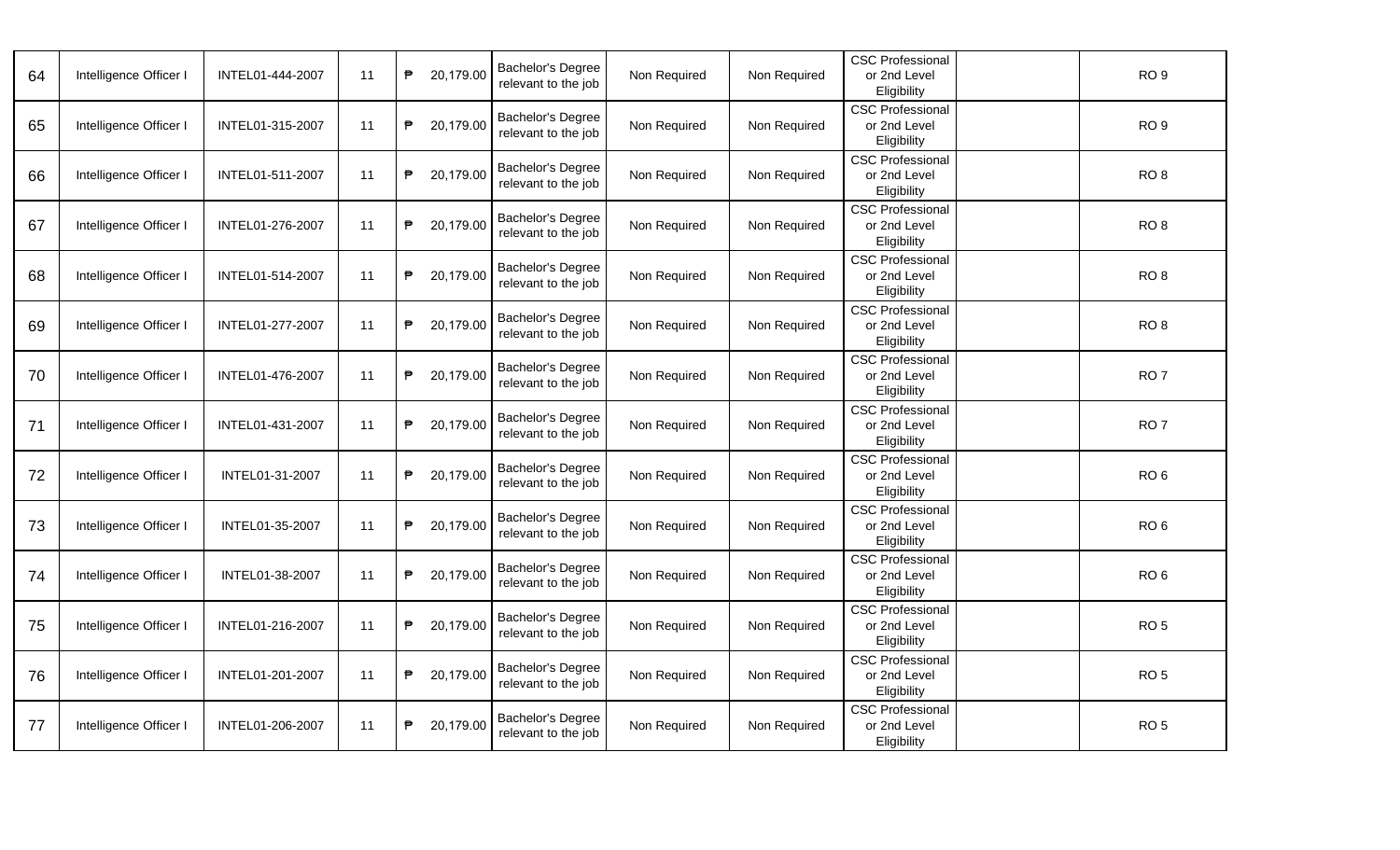| | | | | | | | | | | |
|---|---|---|---|---|---|---|---|---|---|---|
| 64 | Intelligence Officer I | INTEL01-444-2007 | 11 | ₱ 20,179.00 | Bachelor's Degree relevant to the job | Non Required | Non Required | CSC Professional or 2nd Level Eligibility | | RO 9 |
| 65 | Intelligence Officer I | INTEL01-315-2007 | 11 | ₱ 20,179.00 | Bachelor's Degree relevant to the job | Non Required | Non Required | CSC Professional or 2nd Level Eligibility | | RO 9 |
| 66 | Intelligence Officer I | INTEL01-511-2007 | 11 | ₱ 20,179.00 | Bachelor's Degree relevant to the job | Non Required | Non Required | CSC Professional or 2nd Level Eligibility | | RO 8 |
| 67 | Intelligence Officer I | INTEL01-276-2007 | 11 | ₱ 20,179.00 | Bachelor's Degree relevant to the job | Non Required | Non Required | CSC Professional or 2nd Level Eligibility | | RO 8 |
| 68 | Intelligence Officer I | INTEL01-514-2007 | 11 | ₱ 20,179.00 | Bachelor's Degree relevant to the job | Non Required | Non Required | CSC Professional or 2nd Level Eligibility | | RO 8 |
| 69 | Intelligence Officer I | INTEL01-277-2007 | 11 | ₱ 20,179.00 | Bachelor's Degree relevant to the job | Non Required | Non Required | CSC Professional or 2nd Level Eligibility | | RO 8 |
| 70 | Intelligence Officer I | INTEL01-476-2007 | 11 | ₱ 20,179.00 | Bachelor's Degree relevant to the job | Non Required | Non Required | CSC Professional or 2nd Level Eligibility | | RO 7 |
| 71 | Intelligence Officer I | INTEL01-431-2007 | 11 | ₱ 20,179.00 | Bachelor's Degree relevant to the job | Non Required | Non Required | CSC Professional or 2nd Level Eligibility | | RO 7 |
| 72 | Intelligence Officer I | INTEL01-31-2007 | 11 | ₱ 20,179.00 | Bachelor's Degree relevant to the job | Non Required | Non Required | CSC Professional or 2nd Level Eligibility | | RO 6 |
| 73 | Intelligence Officer I | INTEL01-35-2007 | 11 | ₱ 20,179.00 | Bachelor's Degree relevant to the job | Non Required | Non Required | CSC Professional or 2nd Level Eligibility | | RO 6 |
| 74 | Intelligence Officer I | INTEL01-38-2007 | 11 | ₱ 20,179.00 | Bachelor's Degree relevant to the job | Non Required | Non Required | CSC Professional or 2nd Level Eligibility | | RO 6 |
| 75 | Intelligence Officer I | INTEL01-216-2007 | 11 | ₱ 20,179.00 | Bachelor's Degree relevant to the job | Non Required | Non Required | CSC Professional or 2nd Level Eligibility | | RO 5 |
| 76 | Intelligence Officer I | INTEL01-201-2007 | 11 | ₱ 20,179.00 | Bachelor's Degree relevant to the job | Non Required | Non Required | CSC Professional or 2nd Level Eligibility | | RO 5 |
| 77 | Intelligence Officer I | INTEL01-206-2007 | 11 | ₱ 20,179.00 | Bachelor's Degree relevant to the job | Non Required | Non Required | CSC Professional or 2nd Level Eligibility | | RO 5 |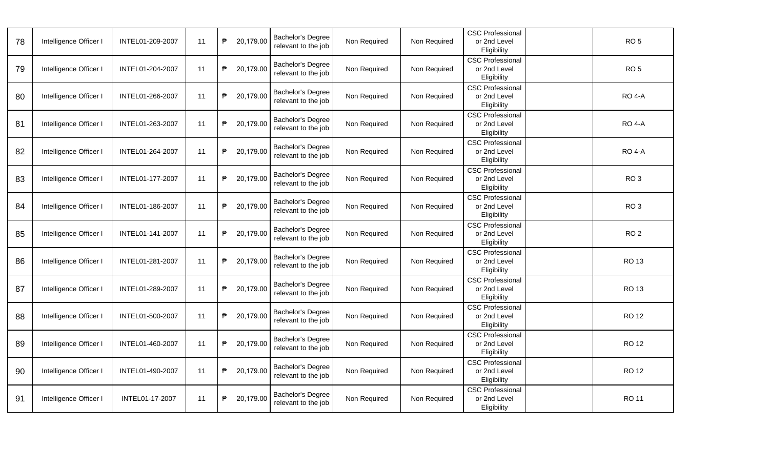| | | | | | | | | | | |
|---|---|---|---|---|---|---|---|---|---|---|
| 78 | Intelligence Officer I | INTEL01-209-2007 | 11 | ₱ 20,179.00 | Bachelor's Degree relevant to the job | Non Required | Non Required | CSC Professional or 2nd Level Eligibility | | RO 5 |
| 79 | Intelligence Officer I | INTEL01-204-2007 | 11 | ₱ 20,179.00 | Bachelor's Degree relevant to the job | Non Required | Non Required | CSC Professional or 2nd Level Eligibility | | RO 5 |
| 80 | Intelligence Officer I | INTEL01-266-2007 | 11 | ₱ 20,179.00 | Bachelor's Degree relevant to the job | Non Required | Non Required | CSC Professional or 2nd Level Eligibility | | RO 4-A |
| 81 | Intelligence Officer I | INTEL01-263-2007 | 11 | ₱ 20,179.00 | Bachelor's Degree relevant to the job | Non Required | Non Required | CSC Professional or 2nd Level Eligibility | | RO 4-A |
| 82 | Intelligence Officer I | INTEL01-264-2007 | 11 | ₱ 20,179.00 | Bachelor's Degree relevant to the job | Non Required | Non Required | CSC Professional or 2nd Level Eligibility | | RO 4-A |
| 83 | Intelligence Officer I | INTEL01-177-2007 | 11 | ₱ 20,179.00 | Bachelor's Degree relevant to the job | Non Required | Non Required | CSC Professional or 2nd Level Eligibility | | RO 3 |
| 84 | Intelligence Officer I | INTEL01-186-2007 | 11 | ₱ 20,179.00 | Bachelor's Degree relevant to the job | Non Required | Non Required | CSC Professional or 2nd Level Eligibility | | RO 3 |
| 85 | Intelligence Officer I | INTEL01-141-2007 | 11 | ₱ 20,179.00 | Bachelor's Degree relevant to the job | Non Required | Non Required | CSC Professional or 2nd Level Eligibility | | RO 2 |
| 86 | Intelligence Officer I | INTEL01-281-2007 | 11 | ₱ 20,179.00 | Bachelor's Degree relevant to the job | Non Required | Non Required | CSC Professional or 2nd Level Eligibility | | RO 13 |
| 87 | Intelligence Officer I | INTEL01-289-2007 | 11 | ₱ 20,179.00 | Bachelor's Degree relevant to the job | Non Required | Non Required | CSC Professional or 2nd Level Eligibility | | RO 13 |
| 88 | Intelligence Officer I | INTEL01-500-2007 | 11 | ₱ 20,179.00 | Bachelor's Degree relevant to the job | Non Required | Non Required | CSC Professional or 2nd Level Eligibility | | RO 12 |
| 89 | Intelligence Officer I | INTEL01-460-2007 | 11 | ₱ 20,179.00 | Bachelor's Degree relevant to the job | Non Required | Non Required | CSC Professional or 2nd Level Eligibility | | RO 12 |
| 90 | Intelligence Officer I | INTEL01-490-2007 | 11 | ₱ 20,179.00 | Bachelor's Degree relevant to the job | Non Required | Non Required | CSC Professional or 2nd Level Eligibility | | RO 12 |
| 91 | Intelligence Officer I | INTEL01-17-2007 | 11 | ₱ 20,179.00 | Bachelor's Degree relevant to the job | Non Required | Non Required | CSC Professional or 2nd Level Eligibility | | RO 11 |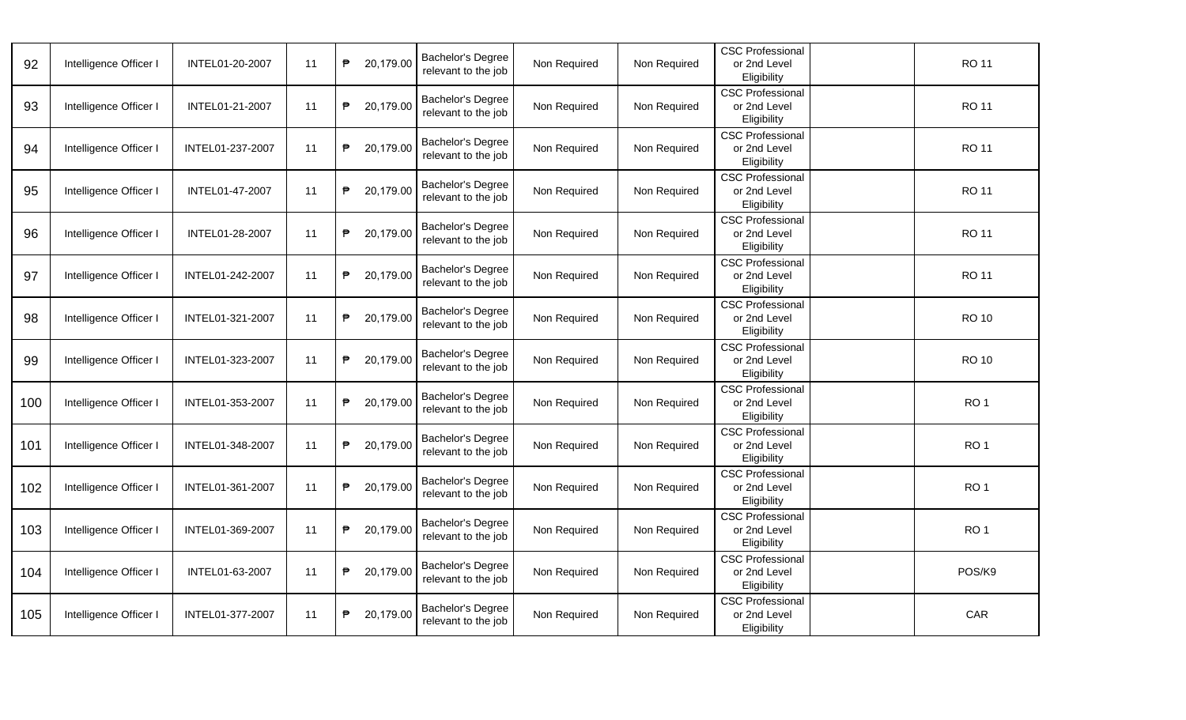| | | | | | | | | | | |
|---|---|---|---|---|---|---|---|---|---|---|
| 92 | Intelligence Officer I | INTEL01-20-2007 | 11 | ₱ 20,179.00 | Bachelor's Degree relevant to the job | Non Required | Non Required | CSC Professional or 2nd Level Eligibility | | RO 11 |
| 93 | Intelligence Officer I | INTEL01-21-2007 | 11 | ₱ 20,179.00 | Bachelor's Degree relevant to the job | Non Required | Non Required | CSC Professional or 2nd Level Eligibility | | RO 11 |
| 94 | Intelligence Officer I | INTEL01-237-2007 | 11 | ₱ 20,179.00 | Bachelor's Degree relevant to the job | Non Required | Non Required | CSC Professional or 2nd Level Eligibility | | RO 11 |
| 95 | Intelligence Officer I | INTEL01-47-2007 | 11 | ₱ 20,179.00 | Bachelor's Degree relevant to the job | Non Required | Non Required | CSC Professional or 2nd Level Eligibility | | RO 11 |
| 96 | Intelligence Officer I | INTEL01-28-2007 | 11 | ₱ 20,179.00 | Bachelor's Degree relevant to the job | Non Required | Non Required | CSC Professional or 2nd Level Eligibility | | RO 11 |
| 97 | Intelligence Officer I | INTEL01-242-2007 | 11 | ₱ 20,179.00 | Bachelor's Degree relevant to the job | Non Required | Non Required | CSC Professional or 2nd Level Eligibility | | RO 11 |
| 98 | Intelligence Officer I | INTEL01-321-2007 | 11 | ₱ 20,179.00 | Bachelor's Degree relevant to the job | Non Required | Non Required | CSC Professional or 2nd Level Eligibility | | RO 10 |
| 99 | Intelligence Officer I | INTEL01-323-2007 | 11 | ₱ 20,179.00 | Bachelor's Degree relevant to the job | Non Required | Non Required | CSC Professional or 2nd Level Eligibility | | RO 10 |
| 100 | Intelligence Officer I | INTEL01-353-2007 | 11 | ₱ 20,179.00 | Bachelor's Degree relevant to the job | Non Required | Non Required | CSC Professional or 2nd Level Eligibility | | RO 1 |
| 101 | Intelligence Officer I | INTEL01-348-2007 | 11 | ₱ 20,179.00 | Bachelor's Degree relevant to the job | Non Required | Non Required | CSC Professional or 2nd Level Eligibility | | RO 1 |
| 102 | Intelligence Officer I | INTEL01-361-2007 | 11 | ₱ 20,179.00 | Bachelor's Degree relevant to the job | Non Required | Non Required | CSC Professional or 2nd Level Eligibility | | RO 1 |
| 103 | Intelligence Officer I | INTEL01-369-2007 | 11 | ₱ 20,179.00 | Bachelor's Degree relevant to the job | Non Required | Non Required | CSC Professional or 2nd Level Eligibility | | RO 1 |
| 104 | Intelligence Officer I | INTEL01-63-2007 | 11 | ₱ 20,179.00 | Bachelor's Degree relevant to the job | Non Required | Non Required | CSC Professional or 2nd Level Eligibility | | POS/K9 |
| 105 | Intelligence Officer I | INTEL01-377-2007 | 11 | ₱ 20,179.00 | Bachelor's Degree relevant to the job | Non Required | Non Required | CSC Professional or 2nd Level Eligibility | | CAR |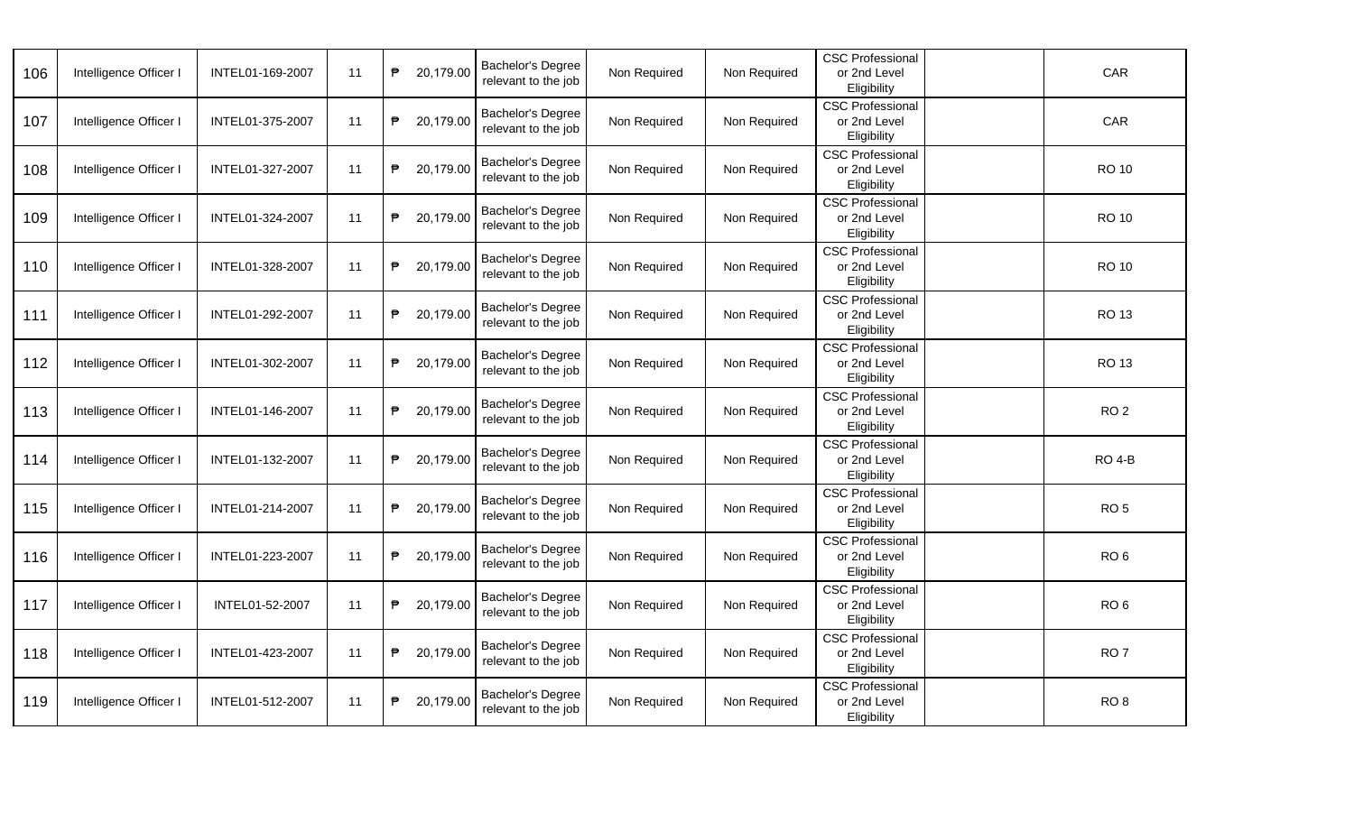| | | | | | | | | | | |
|---|---|---|---|---|---|---|---|---|---|---|
| 106 | Intelligence Officer I | INTEL01-169-2007 | 11 | ₱ 20,179.00 | Bachelor's Degree relevant to the job | Non Required | Non Required | CSC Professional or 2nd Level Eligibility | | CAR |
| 107 | Intelligence Officer I | INTEL01-375-2007 | 11 | ₱ 20,179.00 | Bachelor's Degree relevant to the job | Non Required | Non Required | CSC Professional or 2nd Level Eligibility | | CAR |
| 108 | Intelligence Officer I | INTEL01-327-2007 | 11 | ₱ 20,179.00 | Bachelor's Degree relevant to the job | Non Required | Non Required | CSC Professional or 2nd Level Eligibility | | RO 10 |
| 109 | Intelligence Officer I | INTEL01-324-2007 | 11 | ₱ 20,179.00 | Bachelor's Degree relevant to the job | Non Required | Non Required | CSC Professional or 2nd Level Eligibility | | RO 10 |
| 110 | Intelligence Officer I | INTEL01-328-2007 | 11 | ₱ 20,179.00 | Bachelor's Degree relevant to the job | Non Required | Non Required | CSC Professional or 2nd Level Eligibility | | RO 10 |
| 111 | Intelligence Officer I | INTEL01-292-2007 | 11 | ₱ 20,179.00 | Bachelor's Degree relevant to the job | Non Required | Non Required | CSC Professional or 2nd Level Eligibility | | RO 13 |
| 112 | Intelligence Officer I | INTEL01-302-2007 | 11 | ₱ 20,179.00 | Bachelor's Degree relevant to the job | Non Required | Non Required | CSC Professional or 2nd Level Eligibility | | RO 13 |
| 113 | Intelligence Officer I | INTEL01-146-2007 | 11 | ₱ 20,179.00 | Bachelor's Degree relevant to the job | Non Required | Non Required | CSC Professional or 2nd Level Eligibility | | RO 2 |
| 114 | Intelligence Officer I | INTEL01-132-2007 | 11 | ₱ 20,179.00 | Bachelor's Degree relevant to the job | Non Required | Non Required | CSC Professional or 2nd Level Eligibility | | RO 4-B |
| 115 | Intelligence Officer I | INTEL01-214-2007 | 11 | ₱ 20,179.00 | Bachelor's Degree relevant to the job | Non Required | Non Required | CSC Professional or 2nd Level Eligibility | | RO 5 |
| 116 | Intelligence Officer I | INTEL01-223-2007 | 11 | ₱ 20,179.00 | Bachelor's Degree relevant to the job | Non Required | Non Required | CSC Professional or 2nd Level Eligibility | | RO 6 |
| 117 | Intelligence Officer I | INTEL01-52-2007 | 11 | ₱ 20,179.00 | Bachelor's Degree relevant to the job | Non Required | Non Required | CSC Professional or 2nd Level Eligibility | | RO 6 |
| 118 | Intelligence Officer I | INTEL01-423-2007 | 11 | ₱ 20,179.00 | Bachelor's Degree relevant to the job | Non Required | Non Required | CSC Professional or 2nd Level Eligibility | | RO 7 |
| 119 | Intelligence Officer I | INTEL01-512-2007 | 11 | ₱ 20,179.00 | Bachelor's Degree relevant to the job | Non Required | Non Required | CSC Professional or 2nd Level Eligibility | | RO 8 |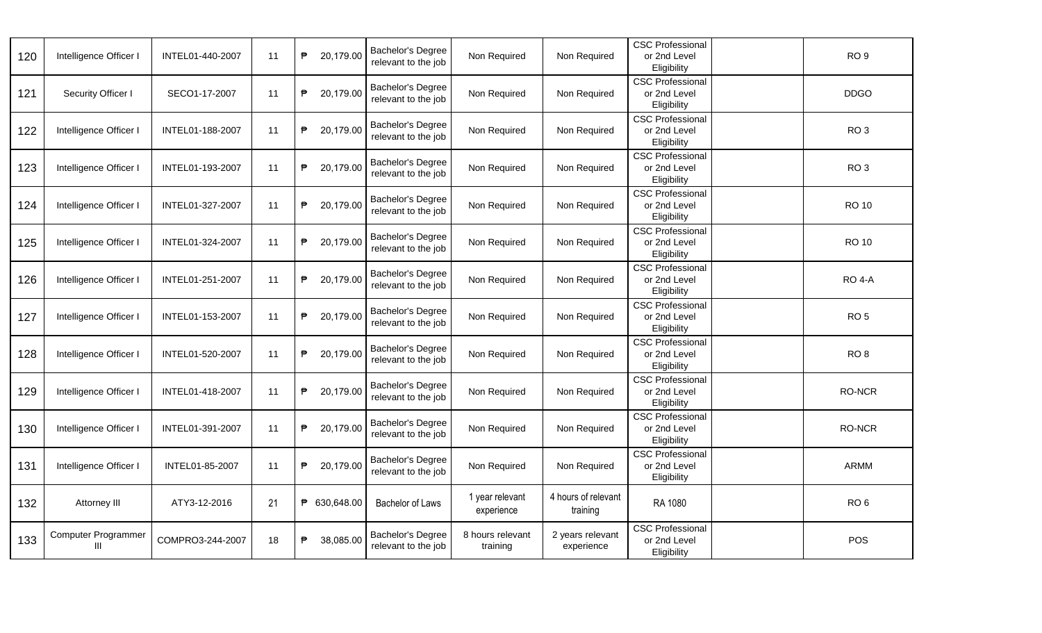| | | | | | | | | | | |
|---|---|---|---|---|---|---|---|---|---|---|
| 120 | Intelligence Officer I | INTEL01-440-2007 | 11 | ₱ 20,179.00 | Bachelor's Degree relevant to the job | Non Required | Non Required | CSC Professional or 2nd Level Eligibility | | RO 9 |
| 121 | Security Officer I | SECO1-17-2007 | 11 | ₱ 20,179.00 | Bachelor's Degree relevant to the job | Non Required | Non Required | CSC Professional or 2nd Level Eligibility | | DDGO |
| 122 | Intelligence Officer I | INTEL01-188-2007 | 11 | ₱ 20,179.00 | Bachelor's Degree relevant to the job | Non Required | Non Required | CSC Professional or 2nd Level Eligibility | | RO 3 |
| 123 | Intelligence Officer I | INTEL01-193-2007 | 11 | ₱ 20,179.00 | Bachelor's Degree relevant to the job | Non Required | Non Required | CSC Professional or 2nd Level Eligibility | | RO 3 |
| 124 | Intelligence Officer I | INTEL01-327-2007 | 11 | ₱ 20,179.00 | Bachelor's Degree relevant to the job | Non Required | Non Required | CSC Professional or 2nd Level Eligibility | | RO 10 |
| 125 | Intelligence Officer I | INTEL01-324-2007 | 11 | ₱ 20,179.00 | Bachelor's Degree relevant to the job | Non Required | Non Required | CSC Professional or 2nd Level Eligibility | | RO 10 |
| 126 | Intelligence Officer I | INTEL01-251-2007 | 11 | ₱ 20,179.00 | Bachelor's Degree relevant to the job | Non Required | Non Required | CSC Professional or 2nd Level Eligibility | | RO 4-A |
| 127 | Intelligence Officer I | INTEL01-153-2007 | 11 | ₱ 20,179.00 | Bachelor's Degree relevant to the job | Non Required | Non Required | CSC Professional or 2nd Level Eligibility | | RO 5 |
| 128 | Intelligence Officer I | INTEL01-520-2007 | 11 | ₱ 20,179.00 | Bachelor's Degree relevant to the job | Non Required | Non Required | CSC Professional or 2nd Level Eligibility | | RO 8 |
| 129 | Intelligence Officer I | INTEL01-418-2007 | 11 | ₱ 20,179.00 | Bachelor's Degree relevant to the job | Non Required | Non Required | CSC Professional or 2nd Level Eligibility | | RO-NCR |
| 130 | Intelligence Officer I | INTEL01-391-2007 | 11 | ₱ 20,179.00 | Bachelor's Degree relevant to the job | Non Required | Non Required | CSC Professional or 2nd Level Eligibility | | RO-NCR |
| 131 | Intelligence Officer I | INTEL01-85-2007 | 11 | ₱ 20,179.00 | Bachelor's Degree relevant to the job | Non Required | Non Required | CSC Professional or 2nd Level Eligibility | | ARMM |
| 132 | Attorney III | ATY3-12-2016 | 21 | ₱ 630,648.00 | Bachelor of Laws | 1 year relevant experience | 4 hours of relevant training | RA 1080 | | RO 6 |
| 133 | Computer Programmer III | COMPRO3-244-2007 | 18 | ₱ 38,085.00 | Bachelor's Degree relevant to the job | 8 hours relevant training | 2 years relevant experience | CSC Professional or 2nd Level Eligibility | | POS |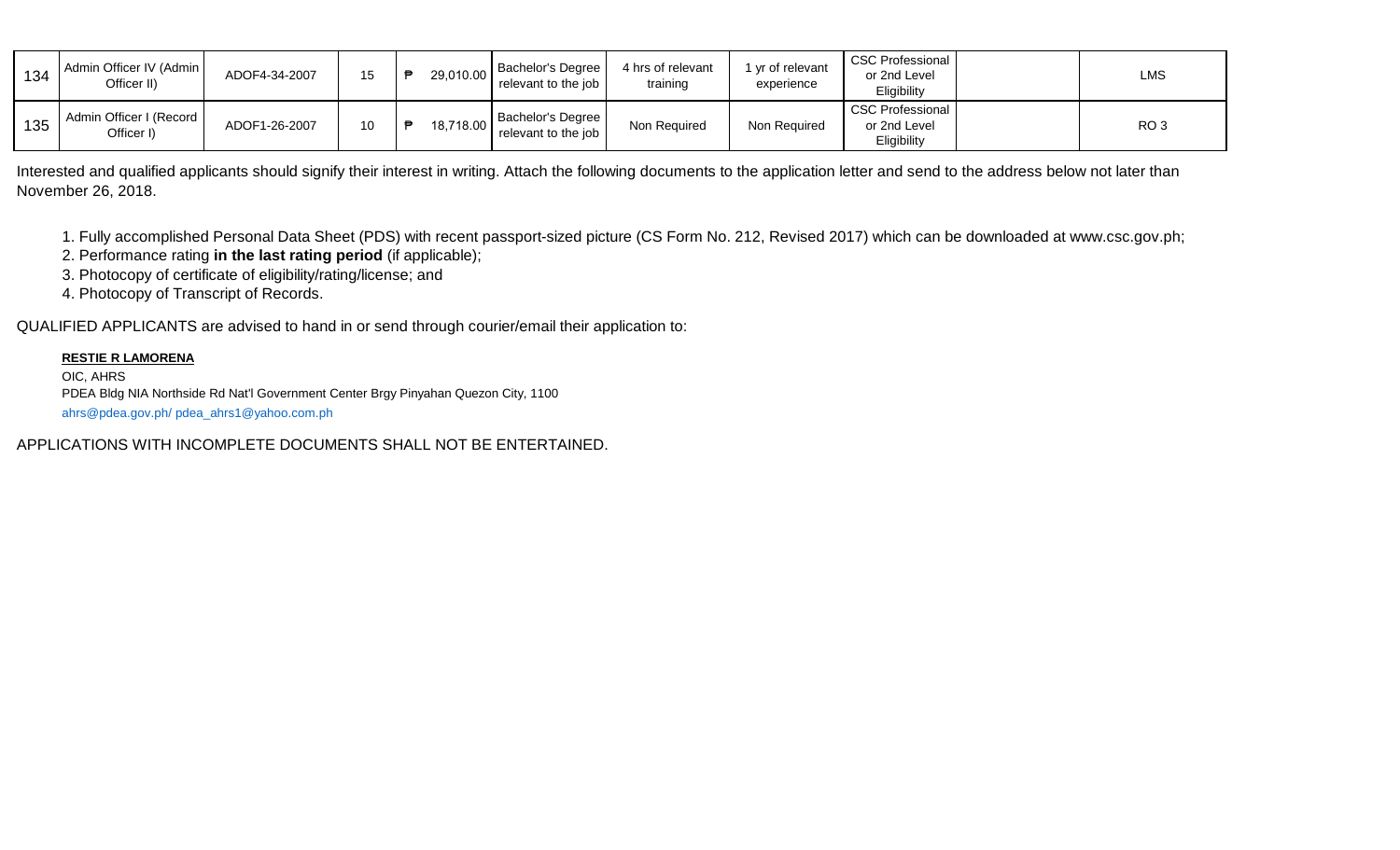| | | | | | | | | | | |
|---|---|---|---|---|---|---|---|---|---|---|
| 134 | Admin Officer IV (Admin Officer II) | ADOF4-34-2007 | 15 | ₱ 29,010.00 | Bachelor's Degree relevant to the job | 4 hrs of relevant training | 1 yr of relevant experience | CSC Professional or 2nd Level Eligibility | | LMS |
| 135 | Admin Officer I (Record Officer I) | ADOF1-26-2007 | 10 | ₱ 18,718.00 | Bachelor's Degree relevant to the job | Non Required | Non Required | CSC Professional or 2nd Level Eligibility | | RO 3 |

Interested and qualified applicants should signify their interest in writing. Attach the following documents to the application letter and send to the address below not later than November 26, 2018.

1. Fully accomplished Personal Data Sheet (PDS) with recent passport-sized picture (CS Form No. 212, Revised 2017) which can be downloaded at www.csc.gov.ph;
2. Performance rating **in the last rating period** (if applicable);
3. Photocopy of certificate of eligibility/rating/license; and
4. Photocopy of Transcript of Records.

QUALIFIED APPLICANTS are advised to hand in or send through courier/email their application to:

**RESTIE R LAMORENA**
OIC, AHRS
PDEA Bldg NIA Northside Rd Nat'l Government Center Brgy Pinyahan Quezon City, 1100
ahrs@pdea.gov.ph/ pdea_ahrs1@yahoo.com.ph

APPLICATIONS WITH INCOMPLETE DOCUMENTS SHALL NOT BE ENTERTAINED.